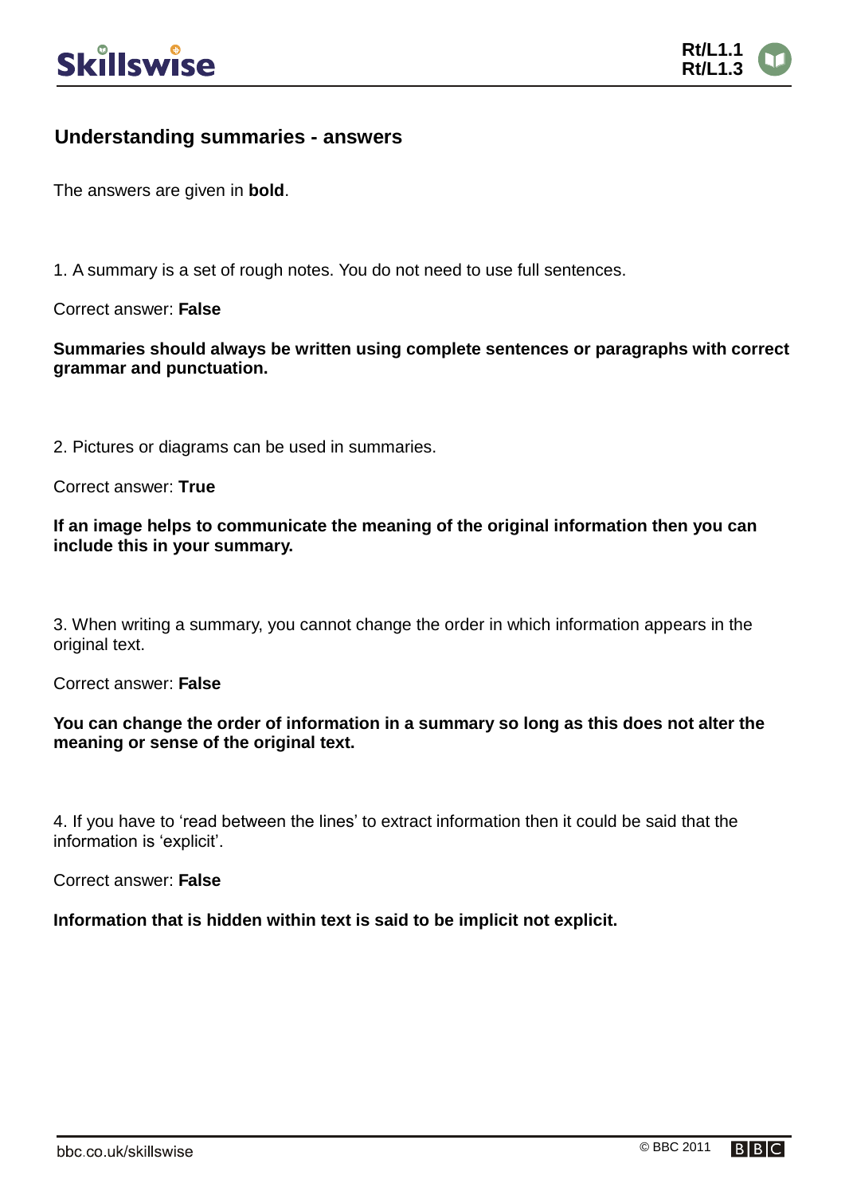## Understanding summaries - answers

The answers are given in **bold**.

1. A summary is a set of rough notes. You do not need to use full sentences.

Correct answer: **False**

**Summaries should always be written using complete sentences or paragraphs with correct grammar and punctuation.**

2. Pictures or diagrams can be used in summaries.

Correct answer: **True**

**If an image helps to communicate the meaning of the original information then you can include this in your summary.**

3. When writing a summary, you cannot change the order in which information appears in the original text.

Correct answer: **False**

**You can change the order of information in a summary so long as this does not alter the meaning or sense of the original text.**

4. If you have to 'read between the lines' to extract information then it could be said that the information is 'explicit'.

Correct answer: **False**

**Information that is hidden within text is said to be implicit not explicit.**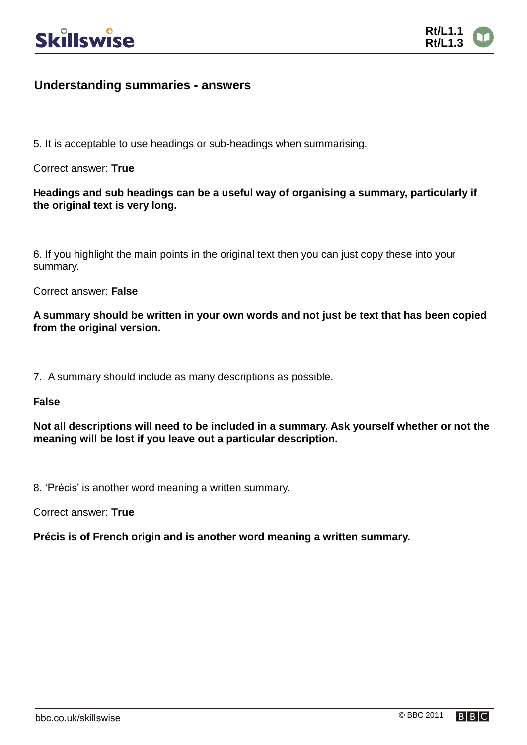## Understanding summaries - answers

5. It is acceptable to use headings or sub-headings when summarising.

Correct answer: **True**

**Headings and sub headings can be a useful way of organising a summary, particularly if the original text is very long.**

6. If you highlight the main points in the original text then you can just copy these into your summary.

Correct answer: **False**

**A summary should be written in your own words and not just be text that has been copied from the original version.**

7. A summary should include as many descriptions as possible.

**False**

**Not all descriptions will need to be included in a summary. Ask yourself whether or not the meaning will be lost if you leave out a particular description.**

8. 'Précis' is another word meaning a written summary.

Correct answer: **True**

**Précis is of French origin and is another word meaning a written summary.**